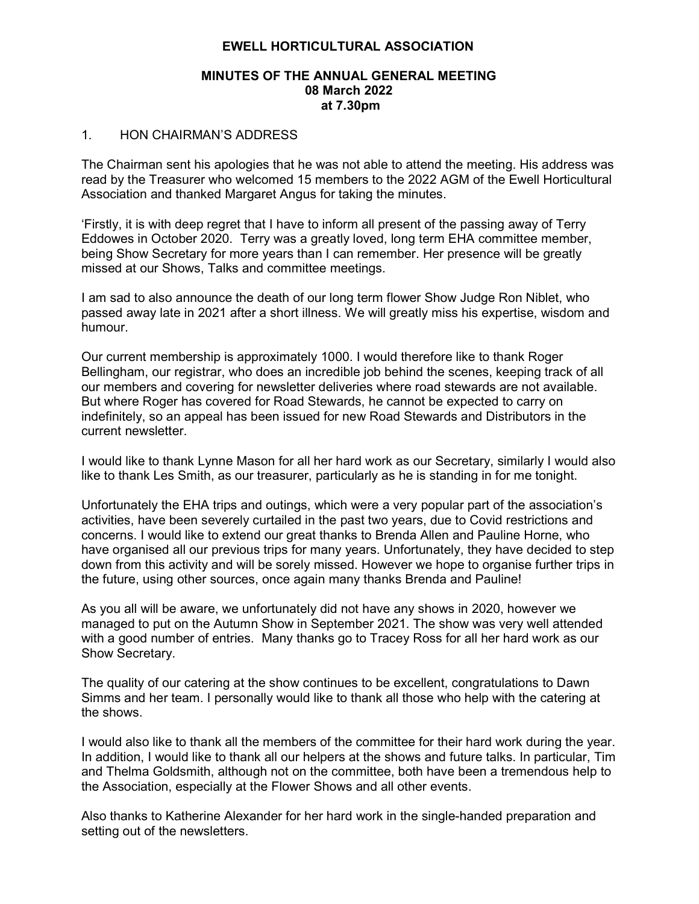# EWELL HORTICULTURAL ASSOCIATION

## MINUTES OF THE ANNUAL GENERAL MEETING
## 08 March 2022
## at 7.30pm

1. HON CHAIRMAN'S ADDRESS

The Chairman sent his apologies that he was not able to attend the meeting. His address was read by the Treasurer who welcomed 15 members to the 2022 AGM of the Ewell Horticultural Association and thanked Margaret Angus for taking the minutes.

'Firstly, it is with deep regret that I have to inform all present of the passing away of Terry Eddowes in October 2020. Terry was a greatly loved, long term EHA committee member, being Show Secretary for more years than I can remember. Her presence will be greatly missed at our Shows, Talks and committee meetings.

I am sad to also announce the death of our long term flower Show Judge Ron Niblet, who passed away late in 2021 after a short illness. We will greatly miss his expertise, wisdom and humour.

Our current membership is approximately 1000. I would therefore like to thank Roger Bellingham, our registrar, who does an incredible job behind the scenes, keeping track of all our members and covering for newsletter deliveries where road stewards are not available. But where Roger has covered for Road Stewards, he cannot be expected to carry on indefinitely, so an appeal has been issued for new Road Stewards and Distributors in the current newsletter.

I would like to thank Lynne Mason for all her hard work as our Secretary, similarly I would also like to thank Les Smith, as our treasurer, particularly as he is standing in for me tonight.

Unfortunately the EHA trips and outings, which were a very popular part of the association's activities, have been severely curtailed in the past two years, due to Covid restrictions and concerns. I would like to extend our great thanks to Brenda Allen and Pauline Horne, who have organised all our previous trips for many years. Unfortunately, they have decided to step down from this activity and will be sorely missed. However we hope to organise further trips in the future, using other sources, once again many thanks Brenda and Pauline!

As you all will be aware, we unfortunately did not have any shows in 2020, however we managed to put on the Autumn Show in September 2021. The show was very well attended with a good number of entries. Many thanks go to Tracey Ross for all her hard work as our Show Secretary.

The quality of our catering at the show continues to be excellent, congratulations to Dawn Simms and her team. I personally would like to thank all those who help with the catering at the shows.

I would also like to thank all the members of the committee for their hard work during the year. In addition, I would like to thank all our helpers at the shows and future talks. In particular, Tim and Thelma Goldsmith, although not on the committee, both have been a tremendous help to the Association, especially at the Flower Shows and all other events.

Also thanks to Katherine Alexander for her hard work in the single-handed preparation and setting out of the newsletters.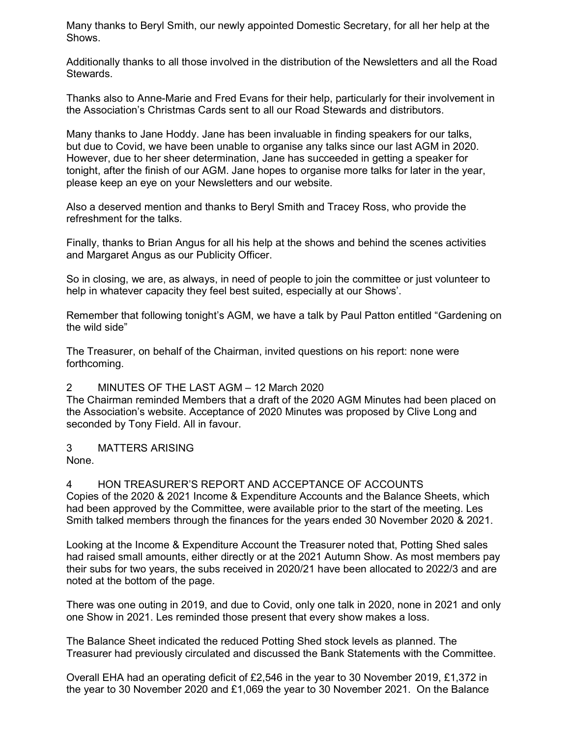Many thanks to Beryl Smith, our newly appointed Domestic Secretary, for all her help at the Shows.

Additionally thanks to all those involved in the distribution of the Newsletters and all the Road Stewards.

Thanks also to Anne-Marie and Fred Evans for their help, particularly for their involvement in the Association's Christmas Cards sent to all our Road Stewards and distributors.

Many thanks to Jane Hoddy. Jane has been invaluable in finding speakers for our talks, but due to Covid, we have been unable to organise any talks since our last AGM in 2020. However, due to her sheer determination, Jane has succeeded in getting a speaker for tonight, after the finish of our AGM. Jane hopes to organise more talks for later in the year, please keep an eye on your Newsletters and our website.

Also a deserved mention and thanks to Beryl Smith and Tracey Ross, who provide the refreshment for the talks.

Finally, thanks to Brian Angus for all his help at the shows and behind the scenes activities and Margaret Angus as our Publicity Officer.

So in closing, we are, as always, in need of people to join the committee or just volunteer to help in whatever capacity they feel best suited, especially at our Shows'.

Remember that following tonight's AGM, we have a talk by Paul Patton entitled "Gardening on the wild side"

The Treasurer, on behalf of the Chairman, invited questions on his report: none were forthcoming.

## 2 MINUTES OF THE LAST AGM – 12 March 2020

The Chairman reminded Members that a draft of the 2020 AGM Minutes had been placed on the Association's website. Acceptance of 2020 Minutes was proposed by Clive Long and seconded by Tony Field. All in favour.

## 3 MATTERS ARISING

None.

## 4 HON TREASURER'S REPORT AND ACCEPTANCE OF ACCOUNTS

Copies of the 2020 & 2021 Income & Expenditure Accounts and the Balance Sheets, which had been approved by the Committee, were available prior to the start of the meeting. Les Smith talked members through the finances for the years ended 30 November 2020 & 2021.

Looking at the Income & Expenditure Account the Treasurer noted that, Potting Shed sales had raised small amounts, either directly or at the 2021 Autumn Show. As most members pay their subs for two years, the subs received in 2020/21 have been allocated to 2022/3 and are noted at the bottom of the page.

There was one outing in 2019, and due to Covid, only one talk in 2020, none in 2021 and only one Show in 2021. Les reminded those present that every show makes a loss.

The Balance Sheet indicated the reduced Potting Shed stock levels as planned. The Treasurer had previously circulated and discussed the Bank Statements with the Committee.

Overall EHA had an operating deficit of £2,546 in the year to 30 November 2019, £1,372 in the year to 30 November 2020 and £1,069 the year to 30 November 2021. On the Balance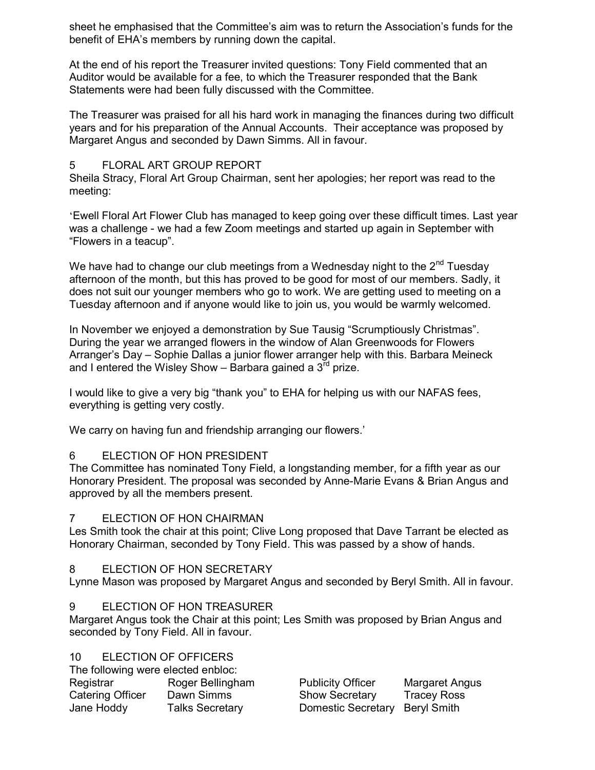sheet he emphasised that the Committee's aim was to return the Association's funds for the benefit of EHA's members by running down the capital.

At the end of his report the Treasurer invited questions: Tony Field commented that an Auditor would be available for a fee, to which the Treasurer responded that the Bank Statements were had been fully discussed with the Committee.

The Treasurer was praised for all his hard work in managing the finances during two difficult years and for his preparation of the Annual Accounts. Their acceptance was proposed by Margaret Angus and seconded by Dawn Simms. All in favour.

## 5 FLORAL ART GROUP REPORT

Sheila Stracy, Floral Art Group Chairman, sent her apologies; her report was read to the meeting:

'Ewell Floral Art Flower Club has managed to keep going over these difficult times. Last year was a challenge - we had a few Zoom meetings and started up again in September with "Flowers in a teacup".

We have had to change our club meetings from a Wednesday night to the 2nd Tuesday afternoon of the month, but this has proved to be good for most of our members. Sadly, it does not suit our younger members who go to work. We are getting used to meeting on a Tuesday afternoon and if anyone would like to join us, you would be warmly welcomed.

In November we enjoyed a demonstration by Sue Tausig "Scrumptiously Christmas". During the year we arranged flowers in the window of Alan Greenwoods for Flowers Arranger's Day – Sophie Dallas a junior flower arranger help with this. Barbara Meineck and I entered the Wisley Show – Barbara gained a 3rd prize.

I would like to give a very big "thank you" to EHA for helping us with our NAFAS fees, everything is getting very costly.

We carry on having fun and friendship arranging our flowers.'

## 6 ELECTION OF HON PRESIDENT

The Committee has nominated Tony Field, a longstanding member, for a fifth year as our Honorary President. The proposal was seconded by Anne-Marie Evans & Brian Angus and approved by all the members present.

## 7 ELECTION OF HON CHAIRMAN

Les Smith took the chair at this point; Clive Long proposed that Dave Tarrant be elected as Honorary Chairman, seconded by Tony Field. This was passed by a show of hands.

## 8 ELECTION OF HON SECRETARY

Lynne Mason was proposed by Margaret Angus and seconded by Beryl Smith. All in favour.

## 9 ELECTION OF HON TREASURER

Margaret Angus took the Chair at this point; Les Smith was proposed by Brian Angus and seconded by Tony Field. All in favour.

## 10 ELECTION OF OFFICERS

The following were elected enbloc:

| | | | |
|---|---|---|---|
| Registrar | Roger Bellingham | Publicity Officer | Margaret Angus |
| Catering Officer | Dawn Simms | Show Secretary | Tracey Ross |
| Jane Hoddy | Talks Secretary | Domestic Secretary | Beryl Smith |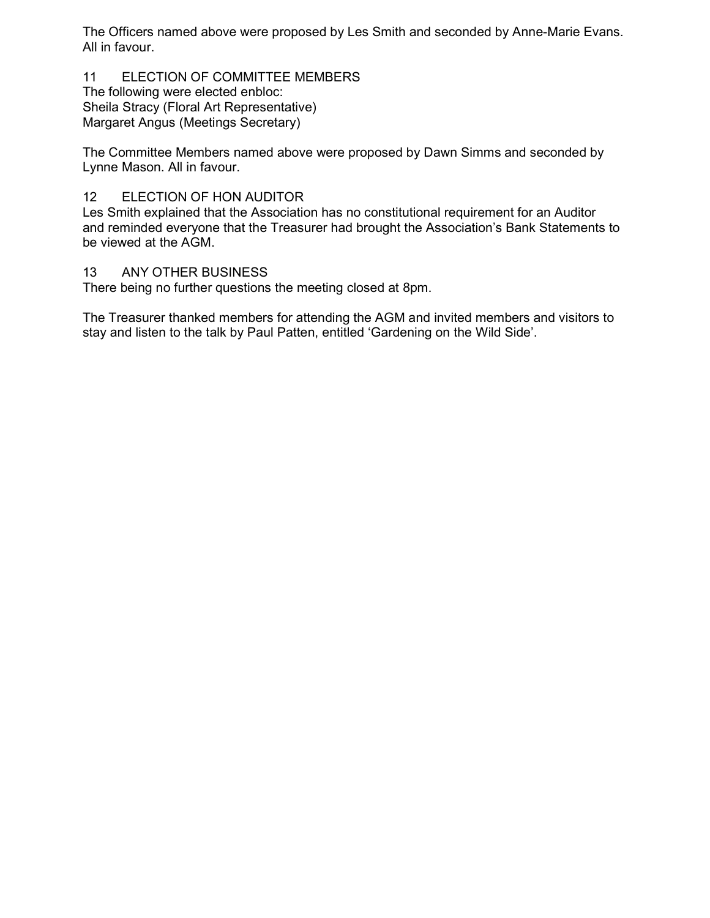The Officers named above were proposed by Les Smith and seconded by Anne-Marie Evans. All in favour.

## 11 ELECTION OF COMMITTEE MEMBERS

The following were elected enbloc:
Sheila Stracy (Floral Art Representative)
Margaret Angus (Meetings Secretary)

The Committee Members named above were proposed by Dawn Simms and seconded by Lynne Mason. All in favour.

## 12 ELECTION OF HON AUDITOR

Les Smith explained that the Association has no constitutional requirement for an Auditor and reminded everyone that the Treasurer had brought the Association's Bank Statements to be viewed at the AGM.

## 13 ANY OTHER BUSINESS

There being no further questions the meeting closed at 8pm.

The Treasurer thanked members for attending the AGM and invited members and visitors to stay and listen to the talk by Paul Patten, entitled 'Gardening on the Wild Side'.